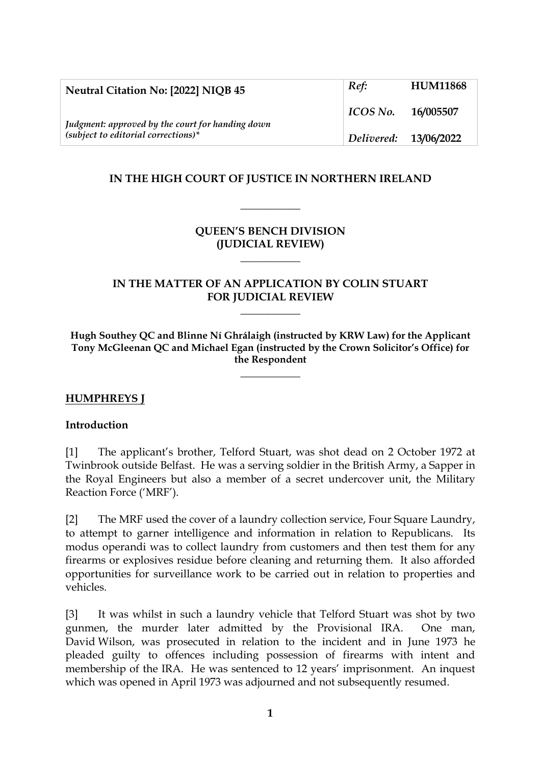| Neutral Citation No: [2022] NIQB 45 | *Ref:* | **HUM11868** |
| --- | --- | --- |
| | *ICOS No.* | **16/005507** |
| *Judgment: approved by the court for handing down (subject to editorial corrections)** | *Delivered:* | **13/06/2022** |

**IN THE HIGH COURT OF JUSTICE IN NORTHERN IRELAND**

\_\_\_\_\_\_\_\_\_\_\_\_

**QUEEN'S BENCH DIVISION**
**(JUDICIAL REVIEW)**

\_\_\_\_\_\_\_\_\_\_\_\_

**IN THE MATTER OF AN APPLICATION BY COLIN STUART FOR JUDICIAL REVIEW**

\_\_\_\_\_\_\_\_\_\_\_\_

**Hugh Southey QC and Blinne Ní Ghrálaigh (instructed by KRW Law) for the Applicant**
**Tony McGleenan QC and Michael Egan (instructed by the Crown Solicitor's Office) for the Respondent**

\_\_\_\_\_\_\_\_\_\_\_\_

**HUMPHREYS J**

**Introduction**

[1] The applicant's brother, Telford Stuart, was shot dead on 2 October 1972 at Twinbrook outside Belfast. He was a serving soldier in the British Army, a Sapper in the Royal Engineers but also a member of a secret undercover unit, the Military Reaction Force ('MRF').

[2] The MRF used the cover of a laundry collection service, Four Square Laundry, to attempt to garner intelligence and information in relation to Republicans. Its modus operandi was to collect laundry from customers and then test them for any firearms or explosives residue before cleaning and returning them. It also afforded opportunities for surveillance work to be carried out in relation to properties and vehicles.

[3] It was whilst in such a laundry vehicle that Telford Stuart was shot by two gunmen, the murder later admitted by the Provisional IRA. One man, David Wilson, was prosecuted in relation to the incident and in June 1973 he pleaded guilty to offences including possession of firearms with intent and membership of the IRA. He was sentenced to 12 years' imprisonment. An inquest which was opened in April 1973 was adjourned and not subsequently resumed.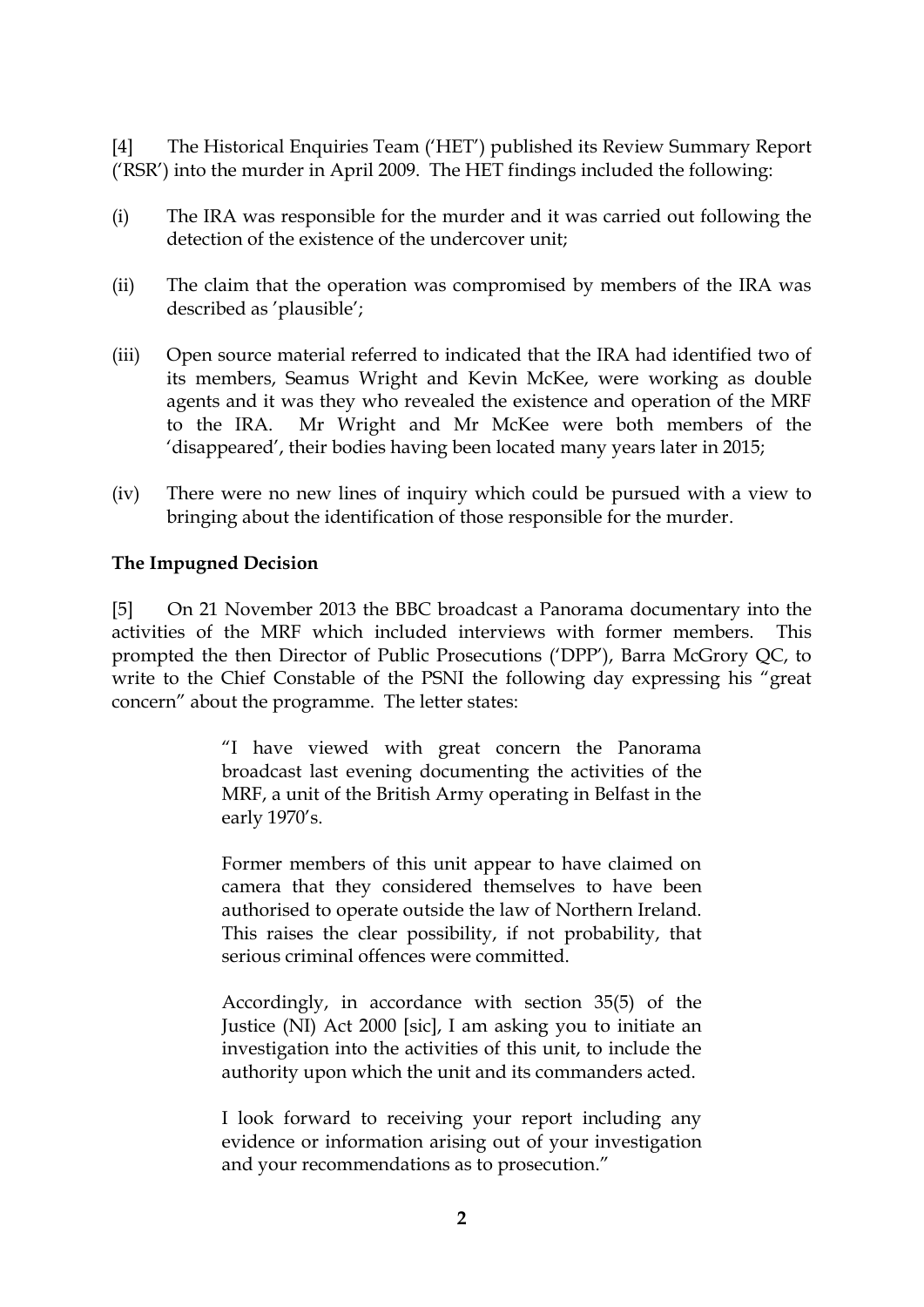[4] The Historical Enquiries Team ('HET') published its Review Summary Report ('RSR') into the murder in April 2009. The HET findings included the following:

(i) The IRA was responsible for the murder and it was carried out following the detection of the existence of the undercover unit;

(ii) The claim that the operation was compromised by members of the IRA was described as 'plausible';

(iii) Open source material referred to indicated that the IRA had identified two of its members, Seamus Wright and Kevin McKee, were working as double agents and it was they who revealed the existence and operation of the MRF to the IRA. Mr Wright and Mr McKee were both members of the 'disappeared', their bodies having been located many years later in 2015;

(iv) There were no new lines of inquiry which could be pursued with a view to bringing about the identification of those responsible for the murder.

**The Impugned Decision**

[5] On 21 November 2013 the BBC broadcast a Panorama documentary into the activities of the MRF which included interviews with former members. This prompted the then Director of Public Prosecutions ('DPP'), Barra McGrory QC, to write to the Chief Constable of the PSNI the following day expressing his "great concern" about the programme. The letter states:

> "I have viewed with great concern the Panorama broadcast last evening documenting the activities of the MRF, a unit of the British Army operating in Belfast in the early 1970's.
>
> Former members of this unit appear to have claimed on camera that they considered themselves to have been authorised to operate outside the law of Northern Ireland. This raises the clear possibility, if not probability, that serious criminal offences were committed.
>
> Accordingly, in accordance with section 35(5) of the Justice (NI) Act 2000 [sic], I am asking you to initiate an investigation into the activities of this unit, to include the authority upon which the unit and its commanders acted.
>
> I look forward to receiving your report including any evidence or information arising out of your investigation and your recommendations as to prosecution."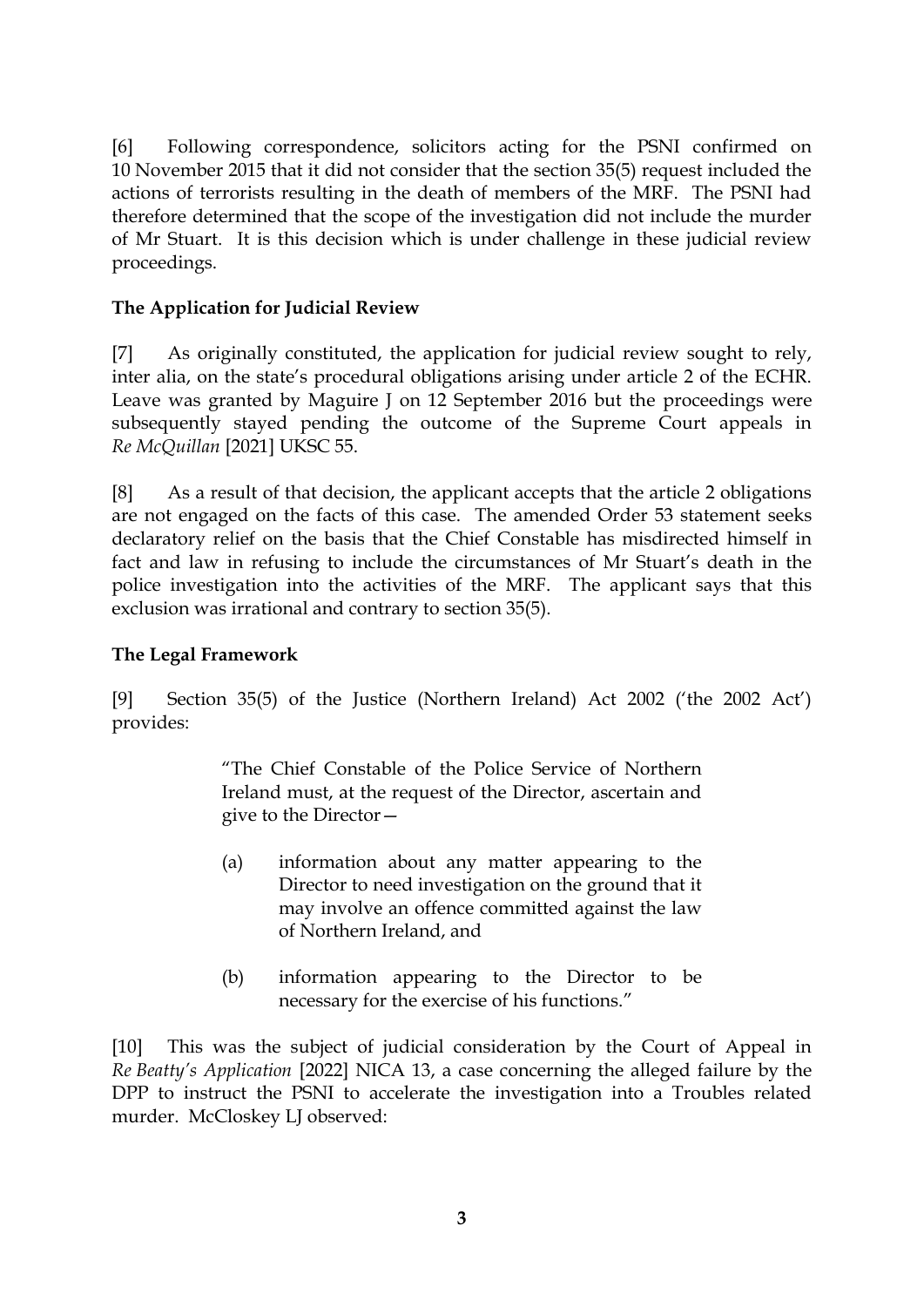[6] Following correspondence, solicitors acting for the PSNI confirmed on 10 November 2015 that it did not consider that the section 35(5) request included the actions of terrorists resulting in the death of members of the MRF. The PSNI had therefore determined that the scope of the investigation did not include the murder of Mr Stuart. It is this decision which is under challenge in these judicial review proceedings.

**The Application for Judicial Review**

[7] As originally constituted, the application for judicial review sought to rely, inter alia, on the state's procedural obligations arising under article 2 of the ECHR. Leave was granted by Maguire J on 12 September 2016 but the proceedings were subsequently stayed pending the outcome of the Supreme Court appeals in *Re McQuillan* [2021] UKSC 55.

[8] As a result of that decision, the applicant accepts that the article 2 obligations are not engaged on the facts of this case. The amended Order 53 statement seeks declaratory relief on the basis that the Chief Constable has misdirected himself in fact and law in refusing to include the circumstances of Mr Stuart's death in the police investigation into the activities of the MRF. The applicant says that this exclusion was irrational and contrary to section 35(5).

**The Legal Framework**

[9] Section 35(5) of the Justice (Northern Ireland) Act 2002 ('the 2002 Act') provides:

> "The Chief Constable of the Police Service of Northern Ireland must, at the request of the Director, ascertain and give to the Director—
>
> (a) information about any matter appearing to the Director to need investigation on the ground that it may involve an offence committed against the law of Northern Ireland, and
>
> (b) information appearing to the Director to be necessary for the exercise of his functions."

[10] This was the subject of judicial consideration by the Court of Appeal in *Re Beatty's Application* [2022] NICA 13, a case concerning the alleged failure by the DPP to instruct the PSNI to accelerate the investigation into a Troubles related murder. McCloskey LJ observed: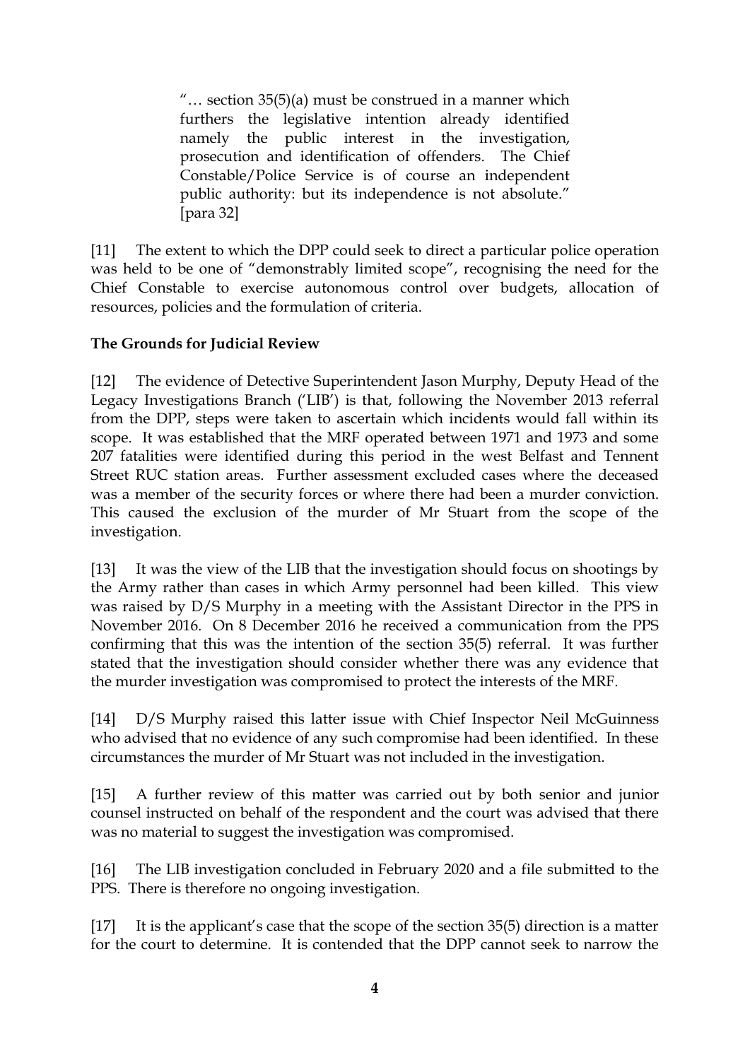> "… section 35(5)(a) must be construed in a manner which furthers the legislative intention already identified namely the public interest in the investigation, prosecution and identification of offenders. The Chief Constable/Police Service is of course an independent public authority: but its independence is not absolute." [para 32]

[11] The extent to which the DPP could seek to direct a particular police operation was held to be one of "demonstrably limited scope", recognising the need for the Chief Constable to exercise autonomous control over budgets, allocation of resources, policies and the formulation of criteria.

**The Grounds for Judicial Review**

[12] The evidence of Detective Superintendent Jason Murphy, Deputy Head of the Legacy Investigations Branch ('LIB') is that, following the November 2013 referral from the DPP, steps were taken to ascertain which incidents would fall within its scope. It was established that the MRF operated between 1971 and 1973 and some 207 fatalities were identified during this period in the west Belfast and Tennent Street RUC station areas. Further assessment excluded cases where the deceased was a member of the security forces or where there had been a murder conviction. This caused the exclusion of the murder of Mr Stuart from the scope of the investigation.

[13] It was the view of the LIB that the investigation should focus on shootings by the Army rather than cases in which Army personnel had been killed. This view was raised by D/S Murphy in a meeting with the Assistant Director in the PPS in November 2016. On 8 December 2016 he received a communication from the PPS confirming that this was the intention of the section 35(5) referral. It was further stated that the investigation should consider whether there was any evidence that the murder investigation was compromised to protect the interests of the MRF.

[14] D/S Murphy raised this latter issue with Chief Inspector Neil McGuinness who advised that no evidence of any such compromise had been identified. In these circumstances the murder of Mr Stuart was not included in the investigation.

[15] A further review of this matter was carried out by both senior and junior counsel instructed on behalf of the respondent and the court was advised that there was no material to suggest the investigation was compromised.

[16] The LIB investigation concluded in February 2020 and a file submitted to the PPS. There is therefore no ongoing investigation.

[17] It is the applicant's case that the scope of the section 35(5) direction is a matter for the court to determine. It is contended that the DPP cannot seek to narrow the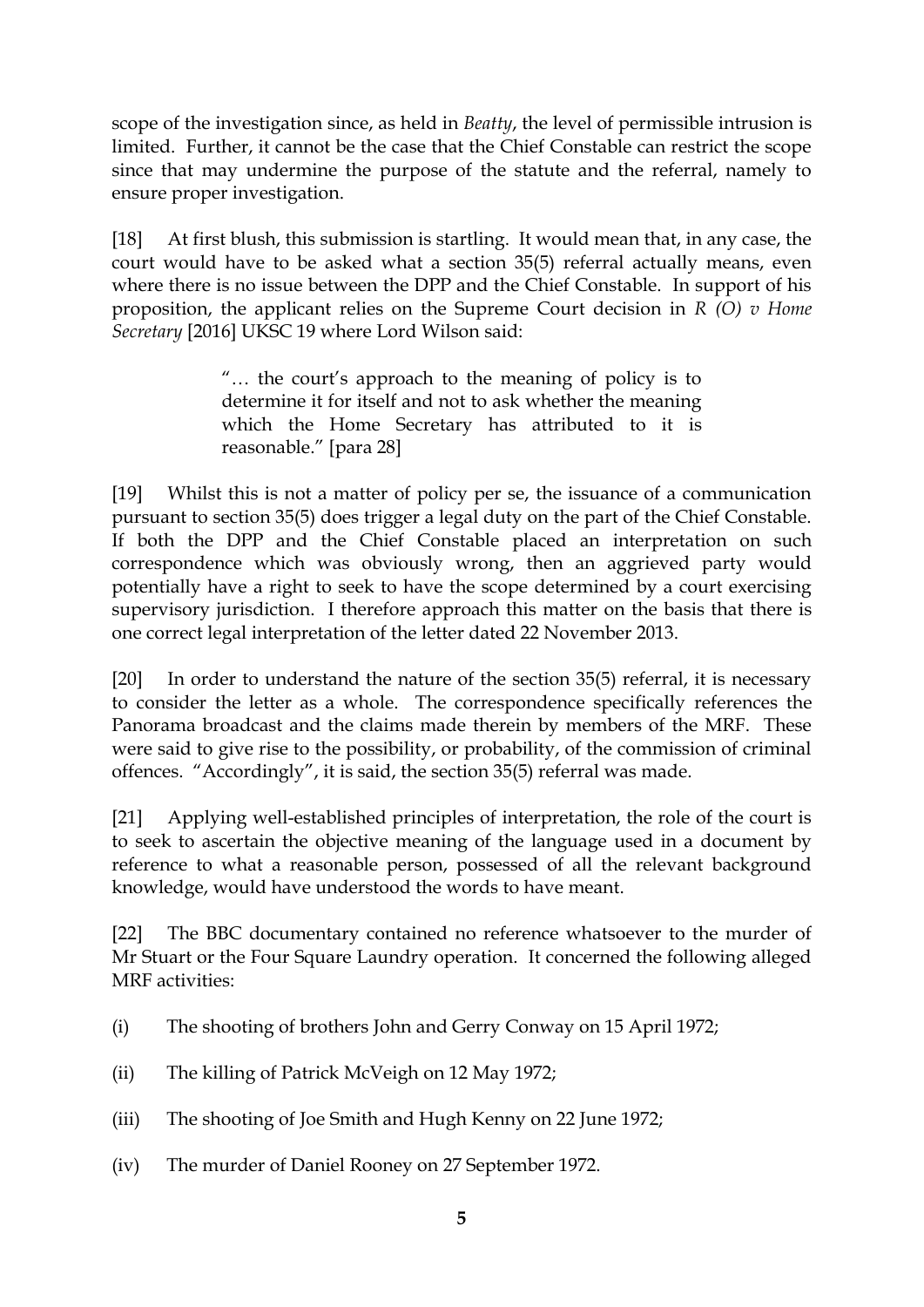scope of the investigation since, as held in *Beatty*, the level of permissible intrusion is limited. Further, it cannot be the case that the Chief Constable can restrict the scope since that may undermine the purpose of the statute and the referral, namely to ensure proper investigation.

[18] At first blush, this submission is startling. It would mean that, in any case, the court would have to be asked what a section 35(5) referral actually means, even where there is no issue between the DPP and the Chief Constable. In support of his proposition, the applicant relies on the Supreme Court decision in *R (O) v Home Secretary* [2016] UKSC 19 where Lord Wilson said:

> "… the court's approach to the meaning of policy is to determine it for itself and not to ask whether the meaning which the Home Secretary has attributed to it is reasonable." [para 28]

[19] Whilst this is not a matter of policy per se, the issuance of a communication pursuant to section 35(5) does trigger a legal duty on the part of the Chief Constable. If both the DPP and the Chief Constable placed an interpretation on such correspondence which was obviously wrong, then an aggrieved party would potentially have a right to seek to have the scope determined by a court exercising supervisory jurisdiction. I therefore approach this matter on the basis that there is one correct legal interpretation of the letter dated 22 November 2013.

[20] In order to understand the nature of the section 35(5) referral, it is necessary to consider the letter as a whole. The correspondence specifically references the Panorama broadcast and the claims made therein by members of the MRF. These were said to give rise to the possibility, or probability, of the commission of criminal offences. "Accordingly", it is said, the section 35(5) referral was made.

[21] Applying well-established principles of interpretation, the role of the court is to seek to ascertain the objective meaning of the language used in a document by reference to what a reasonable person, possessed of all the relevant background knowledge, would have understood the words to have meant.

[22] The BBC documentary contained no reference whatsoever to the murder of Mr Stuart or the Four Square Laundry operation. It concerned the following alleged MRF activities:

(i) The shooting of brothers John and Gerry Conway on 15 April 1972;

(ii) The killing of Patrick McVeigh on 12 May 1972;

(iii) The shooting of Joe Smith and Hugh Kenny on 22 June 1972;

(iv) The murder of Daniel Rooney on 27 September 1972.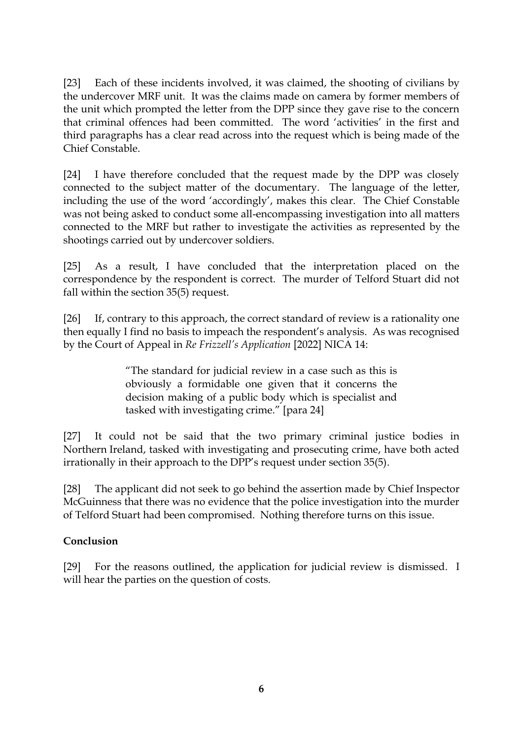[23] Each of these incidents involved, it was claimed, the shooting of civilians by the undercover MRF unit. It was the claims made on camera by former members of the unit which prompted the letter from the DPP since they gave rise to the concern that criminal offences had been committed. The word 'activities' in the first and third paragraphs has a clear read across into the request which is being made of the Chief Constable.

[24] I have therefore concluded that the request made by the DPP was closely connected to the subject matter of the documentary. The language of the letter, including the use of the word 'accordingly', makes this clear. The Chief Constable was not being asked to conduct some all-encompassing investigation into all matters connected to the MRF but rather to investigate the activities as represented by the shootings carried out by undercover soldiers.

[25] As a result, I have concluded that the interpretation placed on the correspondence by the respondent is correct. The murder of Telford Stuart did not fall within the section 35(5) request.

[26] If, contrary to this approach, the correct standard of review is a rationality one then equally I find no basis to impeach the respondent's analysis. As was recognised by the Court of Appeal in *Re Frizzell's Application* [2022] NICA 14:

> "The standard for judicial review in a case such as this is obviously a formidable one given that it concerns the decision making of a public body which is specialist and tasked with investigating crime." [para 24]

[27] It could not be said that the two primary criminal justice bodies in Northern Ireland, tasked with investigating and prosecuting crime, have both acted irrationally in their approach to the DPP's request under section 35(5).

[28] The applicant did not seek to go behind the assertion made by Chief Inspector McGuinness that there was no evidence that the police investigation into the murder of Telford Stuart had been compromised. Nothing therefore turns on this issue.

**Conclusion**

[29] For the reasons outlined, the application for judicial review is dismissed. I will hear the parties on the question of costs.